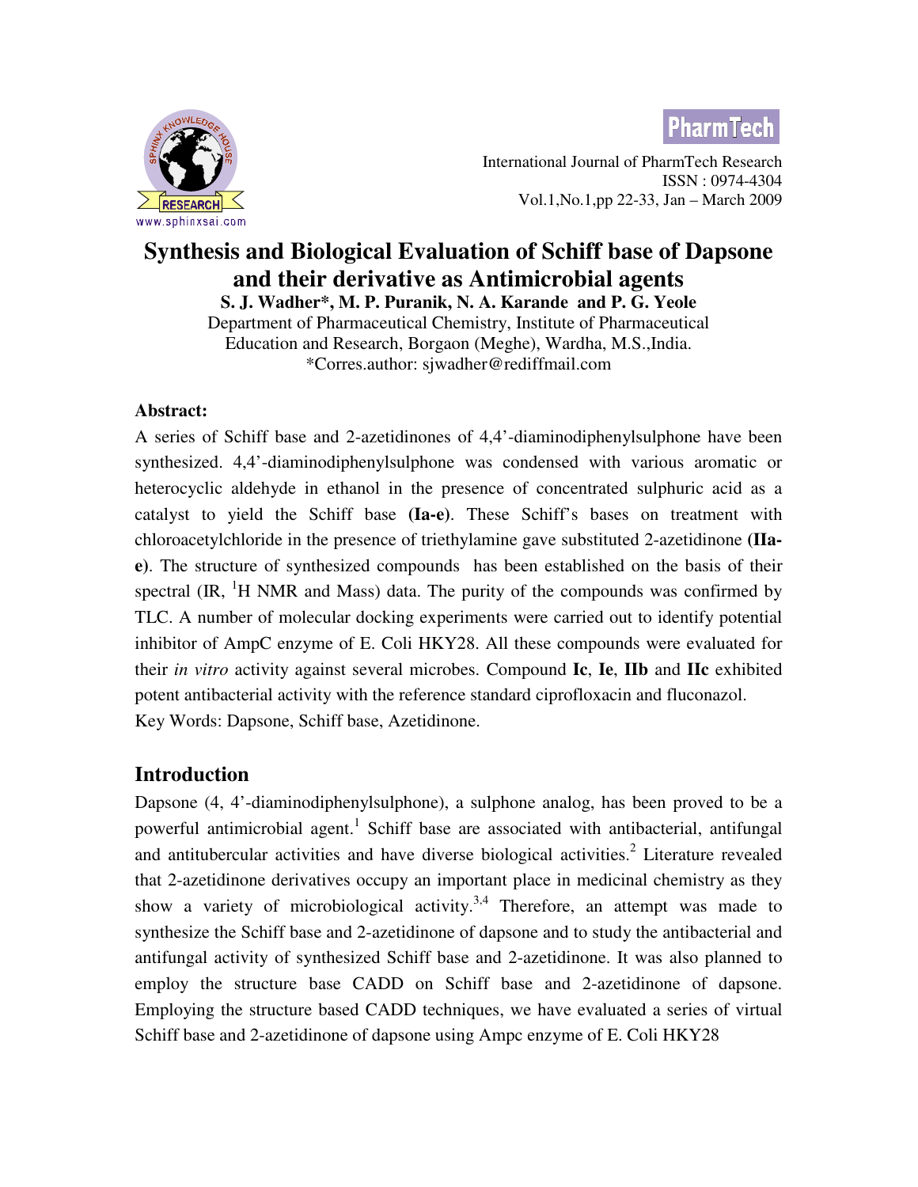# Synthesis and Biological Evaluation of Schiff base of Dapsone and their derivative as Antimicrobial agents

**S. J. Wadher*, M. P. Puranik, N. A. Karande and P. G. Yeole**

Department of Pharmaceutical Chemistry, Institute of Pharmaceutical Education and Research, Borgaon (Meghe), Wardha, M.S.,India.

*Corres.author: sjwadher@rediffmail.com

**Abstract:**

A series of Schiff base and 2-azetidinones of 4,4'-diaminodiphenylsulphone have been synthesized. 4,4'-diaminodiphenylsulphone was condensed with various aromatic or heterocyclic aldehyde in ethanol in the presence of concentrated sulphuric acid as a catalyst to yield the Schiff base **(Ia-e)**. These Schiff's bases on treatment with chloroacetylchloride in the presence of triethylamine gave substituted 2-azetidinone **(IIa-e)**. The structure of synthesized compounds has been established on the basis of their spectral (IR, $^1$H NMR and Mass) data. The purity of the compounds was confirmed by TLC. A number of molecular docking experiments were carried out to identify potential inhibitor of AmpC enzyme of E. Coli HKY28. All these compounds were evaluated for their *in vitro* activity against several microbes. Compound **Ic**, **Ie**, **IIb** and **IIc** exhibited potent antibacterial activity with the reference standard ciprofloxacin and fluconazol.

Key Words: Dapsone, Schiff base, Azetidinone.

## Introduction

Dapsone (4, 4'-diaminodiphenylsulphone), a sulphone analog, has been proved to be a powerful antimicrobial agent.[1] Schiff base are associated with antibacterial, antifungal and antitubercular activities and have diverse biological activities.[2] Literature revealed that 2-azetidinone derivatives occupy an important place in medicinal chemistry as they show a variety of microbiological activity.[3,4] Therefore, an attempt was made to synthesize the Schiff base and 2-azetidinone of dapsone and to study the antibacterial and antifungal activity of synthesized Schiff base and 2-azetidinone. It was also planned to employ the structure base CADD on Schiff base and 2-azetidinone of dapsone. Employing the structure based CADD techniques, we have evaluated a series of virtual Schiff base and 2-azetidinone of dapsone using Ampc enzyme of E. Coli HKY28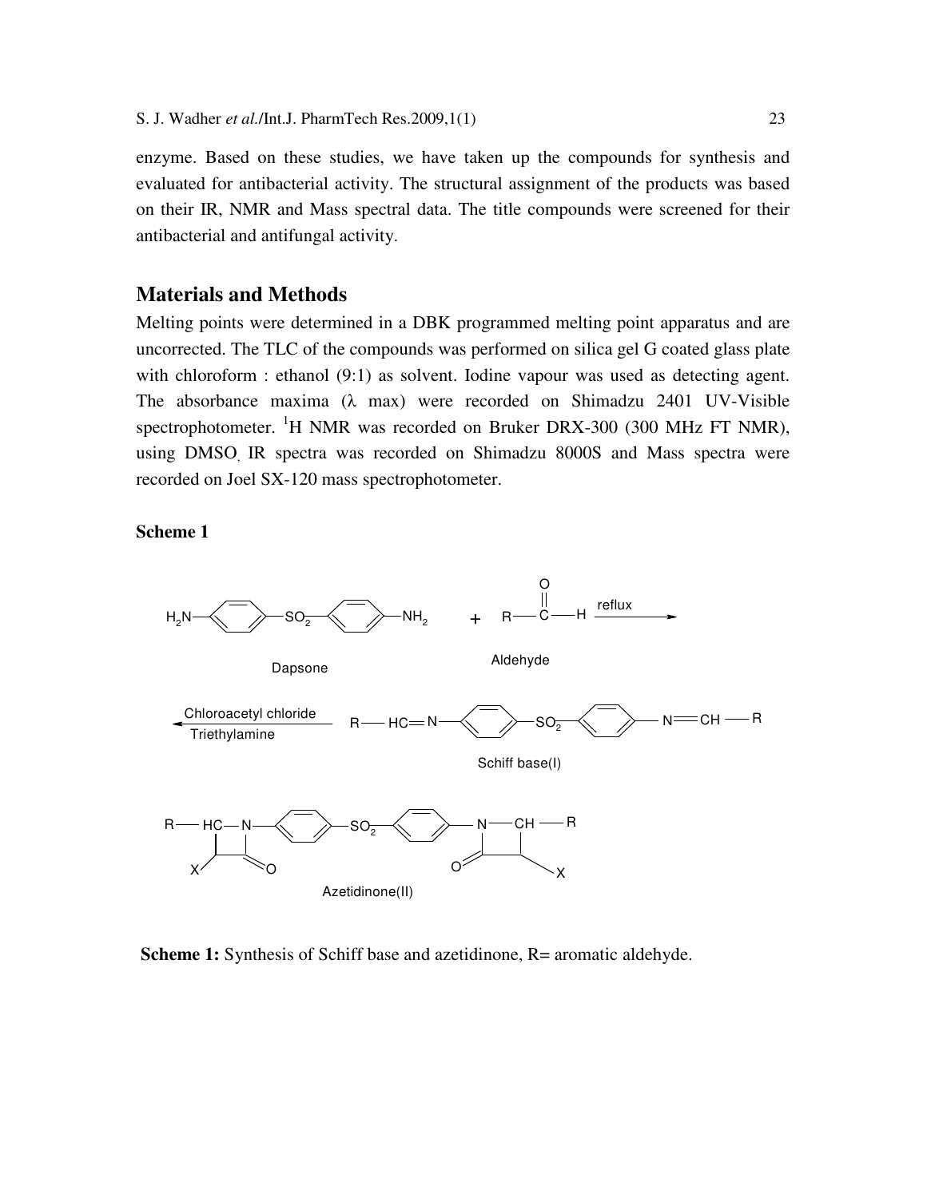enzyme. Based on these studies, we have taken up the compounds for synthesis and evaluated for antibacterial activity. The structural assignment of the products was based on their IR, NMR and Mass spectral data. The title compounds were screened for their antibacterial and antifungal activity.

## Materials and Methods

Melting points were determined in a DBK programmed melting point apparatus and are uncorrected. The TLC of the compounds was performed on silica gel G coated glass plate with chloroform : ethanol (9:1) as solvent. Iodine vapour was used as detecting agent. The absorbance maxima (λ max) were recorded on Shimadzu 2401 UV-Visible spectrophotometer. $^1$H NMR was recorded on Bruker DRX-300 (300 MHz FT NMR), using DMSO, IR spectra was recorded on Shimadzu 8000S and Mass spectra were recorded on Joel SX-120 mass spectrophotometer.

**Scheme 1**

$H_2N$–C$_6$H$_4$–$SO_2$–C$_6$H$_4$–$NH_2$ (Dapsone) + R–CHO (Aldehyde) $\xrightarrow{\text{reflux}}$ R–HC=N–C$_6$H$_4$–$SO_2$–C$_6$H$_4$–N=CH–R (Schiff base(I))

Schiff base(I) $\xrightarrow{\text{Chloroacetyl chloride, Triethylamine}}$ Azetidinone(II)

**Scheme 1:** Synthesis of Schiff base and azetidinone, R= aromatic aldehyde.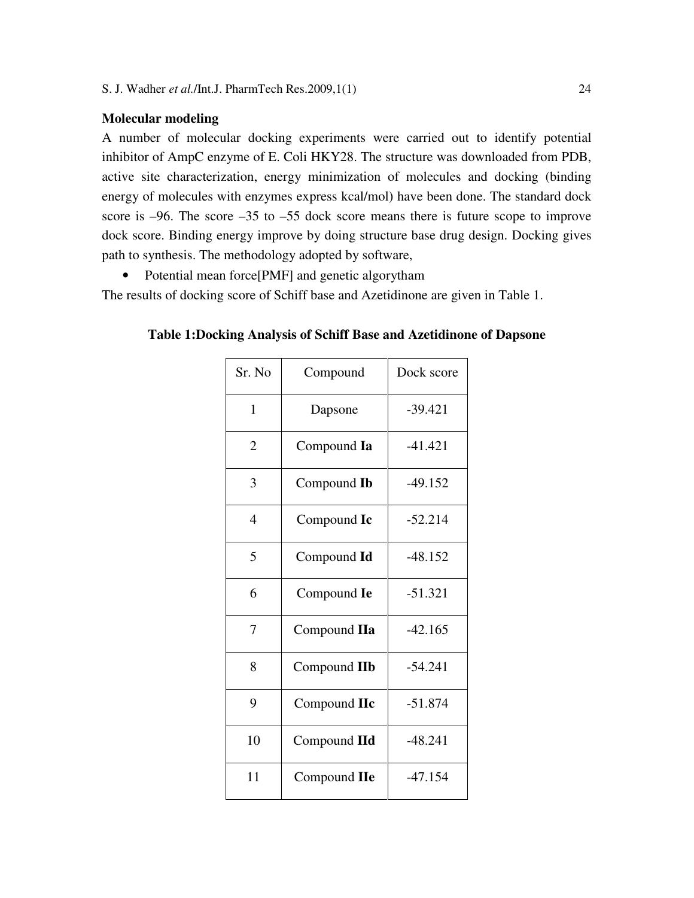**Molecular modeling**

A number of molecular docking experiments were carried out to identify potential inhibitor of AmpC enzyme of E. Coli HKY28. The structure was downloaded from PDB, active site characterization, energy minimization of molecules and docking (binding energy of molecules with enzymes express kcal/mol) have been done. The standard dock score is –96. The score –35 to –55 dock score means there is future scope to improve dock score. Binding energy improve by doing structure base drug design. Docking gives path to synthesis. The methodology adopted by software,

- Potential mean force[PMF] and genetic algorytham

The results of docking score of Schiff base and Azetidinone are given in Table 1.

**Table 1:Docking Analysis of Schiff Base and Azetidinone of Dapsone**

| Sr. No | Compound | Dock score |
|---|---|---|
| 1 | Dapsone | -39.421 |
| 2 | Compound **Ia** | -41.421 |
| 3 | Compound **Ib** | -49.152 |
| 4 | Compound **Ic** | -52.214 |
| 5 | Compound **Id** | -48.152 |
| 6 | Compound **Ie** | -51.321 |
| 7 | Compound **IIa** | -42.165 |
| 8 | Compound **IIb** | -54.241 |
| 9 | Compound **IIc** | -51.874 |
| 10 | Compound **IId** | -48.241 |
| 11 | Compound **IIe** | -47.154 |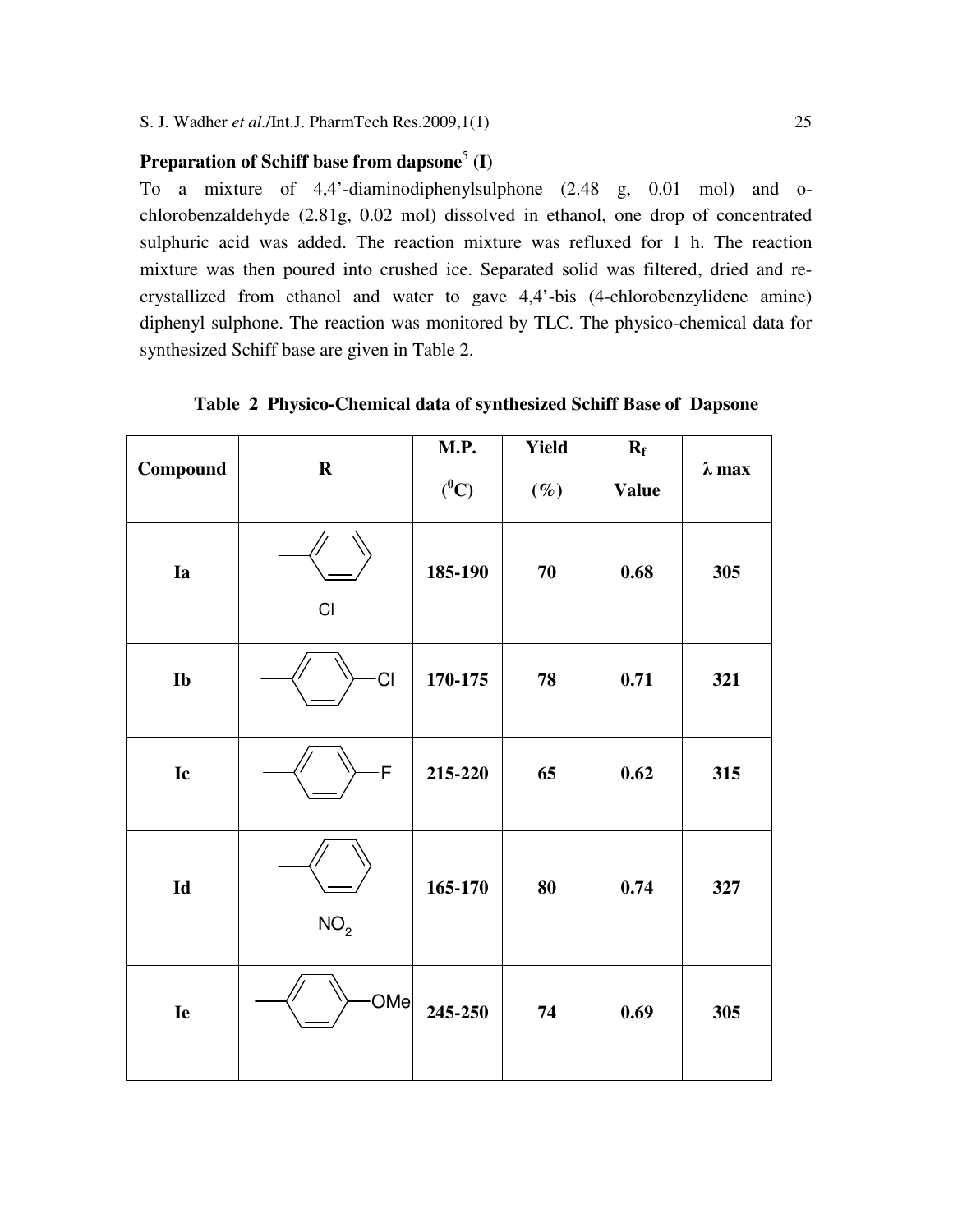### Preparation of Schiff base from dapsone[5] (I)

To a mixture of 4,4'-diaminodiphenylsulphone (2.48 g, 0.01 mol) and o-chlorobenzaldehyde (2.81g, 0.02 mol) dissolved in ethanol, one drop of concentrated sulphuric acid was added. The reaction mixture was refluxed for 1 h. The reaction mixture was then poured into crushed ice. Separated solid was filtered, dried and re-crystallized from ethanol and water to gave 4,4'-bis (4-chlorobenzylidene amine) diphenyl sulphone. The reaction was monitored by TLC. The physico-chemical data for synthesized Schiff base are given in Table 2.

**Table 2 Physico-Chemical data of synthesized Schiff Base of Dapsone**

| Compound | R | M.P. ($^0$C) | Yield (%) | $R_f$ Value | λ max |
|---|---|---|---|---|---|
| **Ia** | 2-chlorophenyl (Cl) | **185-190** | **70** | **0.68** | **305** |
| **Ib** | 4-chlorophenyl (Cl) | **170-175** | **78** | **0.71** | **321** |
| **Ic** | 4-fluorophenyl (F) | **215-220** | **65** | **0.62** | **315** |
| **Id** | 2-nitrophenyl ($NO_2$) | **165-170** | **80** | **0.74** | **327** |
| **Ie** | 4-methoxyphenyl (OMe) | **245-250** | **74** | **0.69** | **305** |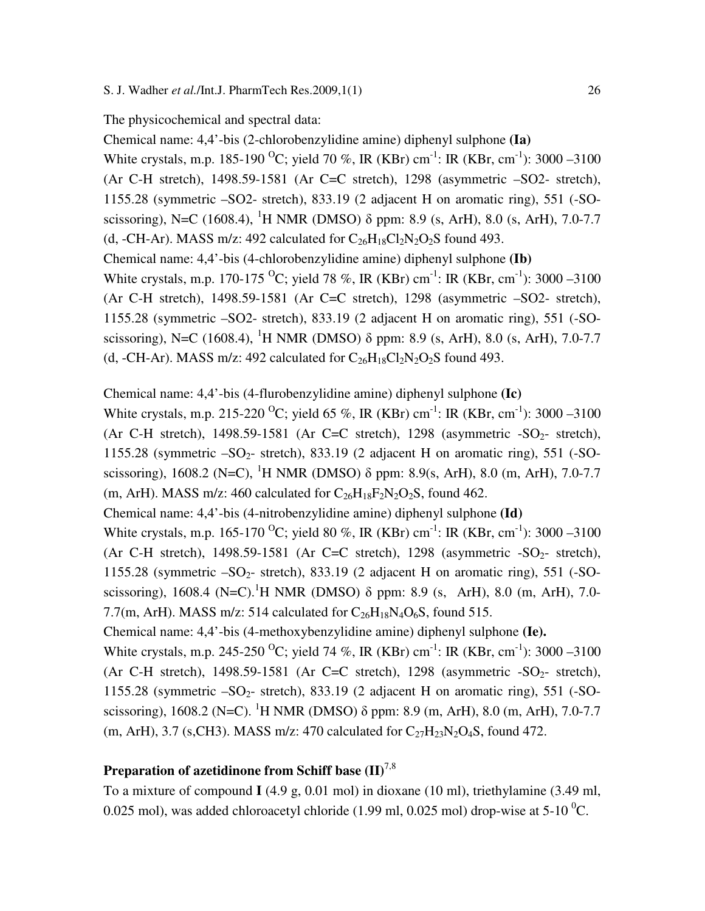The physicochemical and spectral data:

Chemical name: 4,4'-bis (2-chlorobenzylidine amine) diphenyl sulphone **(Ia)**

White crystals, m.p. 185-190 $^{O}C$; yield 70 %, IR (KBr) $cm^{-1}$: IR (KBr, $cm^{-1}$): 3000 –3100 (Ar C-H stretch), 1498.59-1581 (Ar C=C stretch), 1298 (asymmetric –SO2- stretch), 1155.28 (symmetric –SO2- stretch), 833.19 (2 adjacent H on aromatic ring), 551 (-SO-scissoring), N=C (1608.4), $^{1}H$ NMR (DMSO) δ ppm: 8.9 (s, ArH), 8.0 (s, ArH), 7.0-7.7 (d, -CH-Ar). MASS m/z: 492 calculated for $C_{26}H_{18}Cl_2N_2O_2S$ found 493.

Chemical name: 4,4'-bis (4-chlorobenzylidine amine) diphenyl sulphone **(Ib)**

White crystals, m.p. 170-175 $^{O}C$; yield 78 %, IR (KBr) $cm^{-1}$: IR (KBr, $cm^{-1}$): 3000 –3100 (Ar C-H stretch), 1498.59-1581 (Ar C=C stretch), 1298 (asymmetric –SO2- stretch), 1155.28 (symmetric –SO2- stretch), 833.19 (2 adjacent H on aromatic ring), 551 (-SO-scissoring), N=C (1608.4), $^{1}H$ NMR (DMSO) δ ppm: 8.9 (s, ArH), 8.0 (s, ArH), 7.0-7.7 (d, -CH-Ar). MASS m/z: 492 calculated for $C_{26}H_{18}Cl_2N_2O_2S$ found 493.

Chemical name: 4,4'-bis (4-flurobenzylidine amine) diphenyl sulphone **(Ic)**

White crystals, m.p. 215-220 $^{O}C$; yield 65 %, IR (KBr) $cm^{-1}$: IR (KBr, $cm^{-1}$): 3000 –3100 (Ar C-H stretch), 1498.59-1581 (Ar C=C stretch), 1298 (asymmetric -$SO_2$- stretch), 1155.28 (symmetric –$SO_2$- stretch), 833.19 (2 adjacent H on aromatic ring), 551 (-SO-scissoring), 1608.2 (N=C), $^{1}H$ NMR (DMSO) δ ppm: 8.9(s, ArH), 8.0 (m, ArH), 7.0-7.7 (m, ArH). MASS m/z: 460 calculated for $C_{26}H_{18}F_2N_2O_2S$, found 462.

Chemical name: 4,4'-bis (4-nitrobenzylidine amine) diphenyl sulphone **(Id)**

White crystals, m.p. 165-170 $^{O}C$; yield 80 %, IR (KBr) $cm^{-1}$: IR (KBr, $cm^{-1}$): 3000 –3100 (Ar C-H stretch), 1498.59-1581 (Ar C=C stretch), 1298 (asymmetric -$SO_2$- stretch), 1155.28 (symmetric –$SO_2$- stretch), 833.19 (2 adjacent H on aromatic ring), 551 (-SO-scissoring), 1608.4 (N=C).$^{1}H$ NMR (DMSO) δ ppm: 8.9 (s, ArH), 8.0 (m, ArH), 7.0-7.7(m, ArH). MASS m/z: 514 calculated for $C_{26}H_{18}N_4O_6S$, found 515.

Chemical name: 4,4'-bis (4-methoxybenzylidine amine) diphenyl sulphone **(Ie).**

White crystals, m.p. 245-250 $^{O}C$; yield 74 %, IR (KBr) $cm^{-1}$: IR (KBr, $cm^{-1}$): 3000 –3100 (Ar C-H stretch), 1498.59-1581 (Ar C=C stretch), 1298 (asymmetric -$SO_2$- stretch), 1155.28 (symmetric –$SO_2$- stretch), 833.19 (2 adjacent H on aromatic ring), 551 (-SO-scissoring), 1608.2 (N=C). $^{1}H$ NMR (DMSO) δ ppm: 8.9 (m, ArH), 8.0 (m, ArH), 7.0-7.7 (m, ArH), 3.7 (s,CH3). MASS m/z: 470 calculated for $C_{27}H_{23}N_2O_4S$, found 472.

## Preparation of azetidinone from Schiff base (II)[7,8]

To a mixture of compound **I** (4.9 g, 0.01 mol) in dioxane (10 ml), triethylamine (3.49 ml, 0.025 mol), was added chloroacetyl chloride (1.99 ml, 0.025 mol) drop-wise at 5-10 $^{0}C$.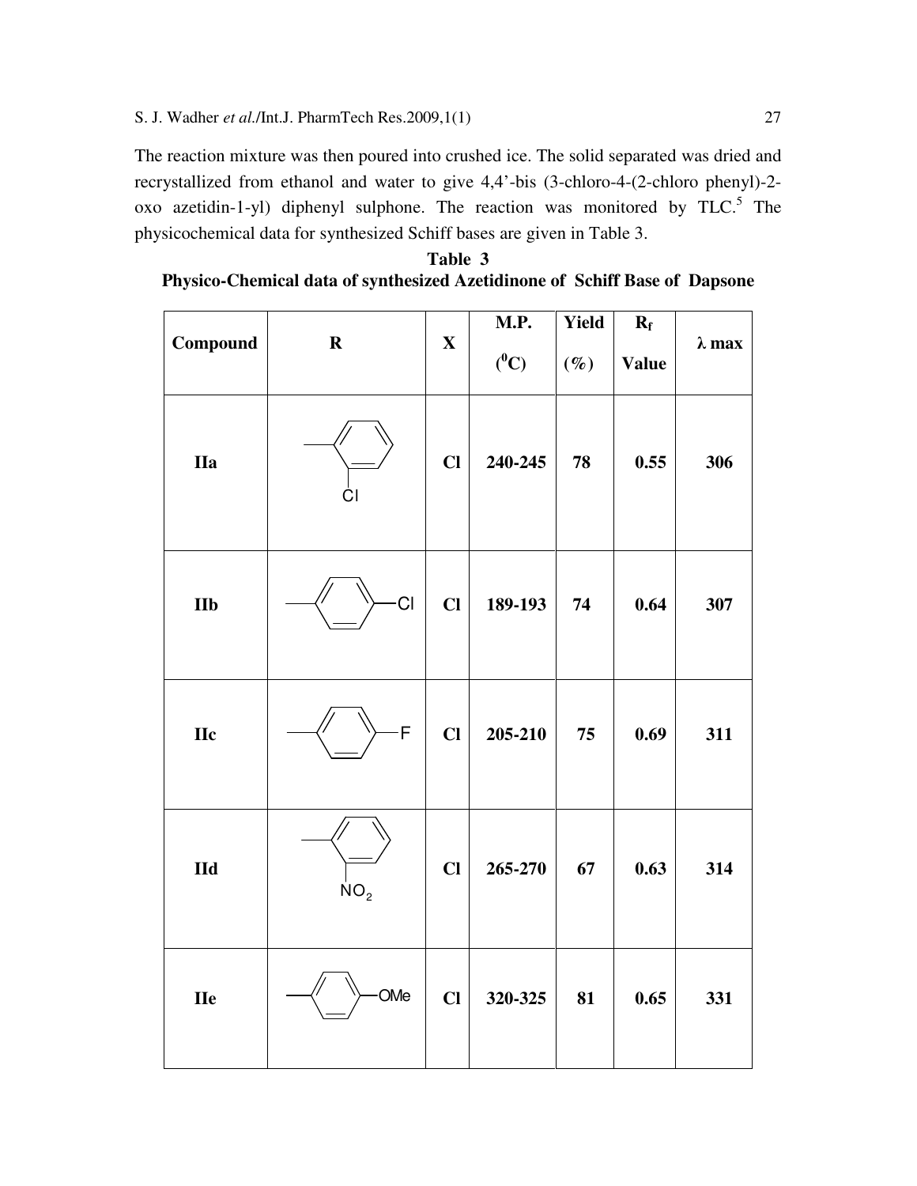The reaction mixture was then poured into crushed ice. The solid separated was dried and recrystallized from ethanol and water to give 4,4'-bis (3-chloro-4-(2-chloro phenyl)-2-oxo azetidin-1-yl) diphenyl sulphone. The reaction was monitored by TLC.[5] The physicochemical data for synthesized Schiff bases are given in Table 3.

**Table 3**
**Physico-Chemical data of synthesized Azetidinone of Schiff Base of Dapsone**

| Compound | R | X | M.P. ($^0$C) | Yield (%) | $R_f$ Value | λ max |
|---|---|---|---|---|---|---|
| **IIa** | 2-chlorophenyl | **Cl** | **240-245** | **78** | **0.55** | **306** |
| **IIb** | 4-chlorophenyl | **Cl** | **189-193** | **74** | **0.64** | **307** |
| **IIc** | 4-fluorophenyl | **Cl** | **205-210** | **75** | **0.69** | **311** |
| **IId** | 2-nitrophenyl | **Cl** | **265-270** | **67** | **0.63** | **314** |
| **IIe** | 4-methoxyphenyl | **Cl** | **320-325** | **81** | **0.65** | **331** |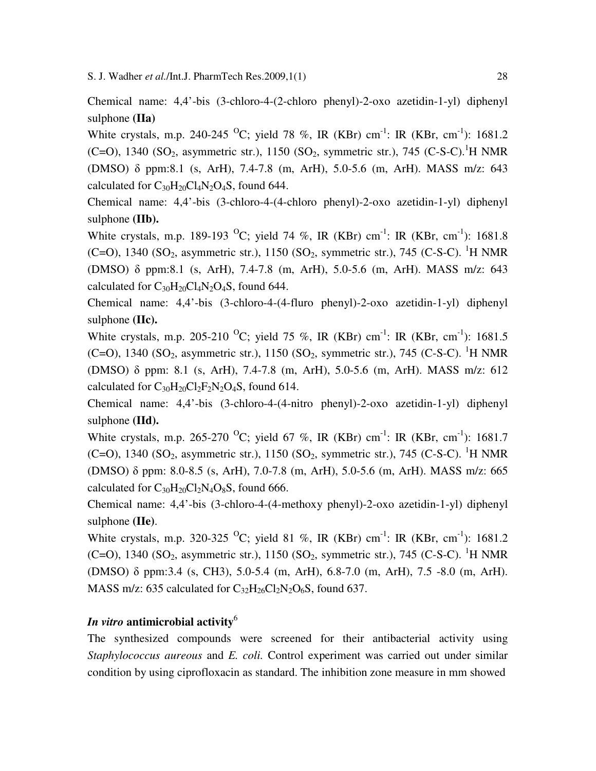Chemical name: 4,4'-bis (3-chloro-4-(2-chloro phenyl)-2-oxo azetidin-1-yl) diphenyl sulphone **(IIa)**

White crystals, m.p. 240-245 $^{O}C$; yield 78 %, IR (KBr) $cm^{-1}$: IR (KBr, $cm^{-1}$): 1681.2 (C=O), 1340 ($SO_2$, asymmetric str.), 1150 ($SO_2$, symmetric str.), 745 (C-S-C).$^{1}H$ NMR (DMSO) δ ppm:8.1 (s, ArH), 7.4-7.8 (m, ArH), 5.0-5.6 (m, ArH). MASS m/z: 643 calculated for $C_{30}H_{20}Cl_4N_2O_4S$, found 644.

Chemical name: 4,4'-bis (3-chloro-4-(4-chloro phenyl)-2-oxo azetidin-1-yl) diphenyl sulphone **(IIb).**

White crystals, m.p. 189-193 $^{O}C$; yield 74 %, IR (KBr) $cm^{-1}$: IR (KBr, $cm^{-1}$): 1681.8 (C=O), 1340 ($SO_2$, asymmetric str.), 1150 ($SO_2$, symmetric str.), 745 (C-S-C). $^{1}H$ NMR (DMSO) δ ppm:8.1 (s, ArH), 7.4-7.8 (m, ArH), 5.0-5.6 (m, ArH). MASS m/z: 643 calculated for $C_{30}H_{20}Cl_4N_2O_4S$, found 644.

Chemical name: 4,4'-bis (3-chloro-4-(4-fluro phenyl)-2-oxo azetidin-1-yl) diphenyl sulphone **(IIc).**

White crystals, m.p. 205-210 $^{O}C$; yield 75 %, IR (KBr) $cm^{-1}$: IR (KBr, $cm^{-1}$): 1681.5 (C=O), 1340 ($SO_2$, asymmetric str.), 1150 ($SO_2$, symmetric str.), 745 (C-S-C). $^{1}H$ NMR (DMSO) δ ppm: 8.1 (s, ArH), 7.4-7.8 (m, ArH), 5.0-5.6 (m, ArH). MASS m/z: 612 calculated for $C_{30}H_{20}Cl_2F_2N_2O_4S$, found 614.

Chemical name: 4,4'-bis (3-chloro-4-(4-nitro phenyl)-2-oxo azetidin-1-yl) diphenyl sulphone **(IId).**

White crystals, m.p. 265-270 $^{O}C$; yield 67 %, IR (KBr) $cm^{-1}$: IR (KBr, $cm^{-1}$): 1681.7 (C=O), 1340 ($SO_2$, asymmetric str.), 1150 ($SO_2$, symmetric str.), 745 (C-S-C). $^{1}H$ NMR (DMSO) δ ppm: 8.0-8.5 (s, ArH), 7.0-7.8 (m, ArH), 5.0-5.6 (m, ArH). MASS m/z: 665 calculated for $C_{30}H_{20}Cl_2N_4O_8S$, found 666.

Chemical name: 4,4'-bis (3-chloro-4-(4-methoxy phenyl)-2-oxo azetidin-1-yl) diphenyl sulphone **(IIe)**.

White crystals, m.p. 320-325 $^{O}C$; yield 81 %, IR (KBr) $cm^{-1}$: IR (KBr, $cm^{-1}$): 1681.2 (C=O), 1340 ($SO_2$, asymmetric str.), 1150 ($SO_2$, symmetric str.), 745 (C-S-C). $^{1}H$ NMR (DMSO) δ ppm:3.4 (s, CH3), 5.0-5.4 (m, ArH), 6.8-7.0 (m, ArH), 7.5 -8.0 (m, ArH). MASS m/z: 635 calculated for $C_{32}H_{26}Cl_2N_2O_6S$, found 637.

### *In vitro* antimicrobial activity[6]

The synthesized compounds were screened for their antibacterial activity using *Staphylococcus aureous* and *E. coli.* Control experiment was carried out under similar condition by using ciprofloxacin as standard. The inhibition zone measure in mm showed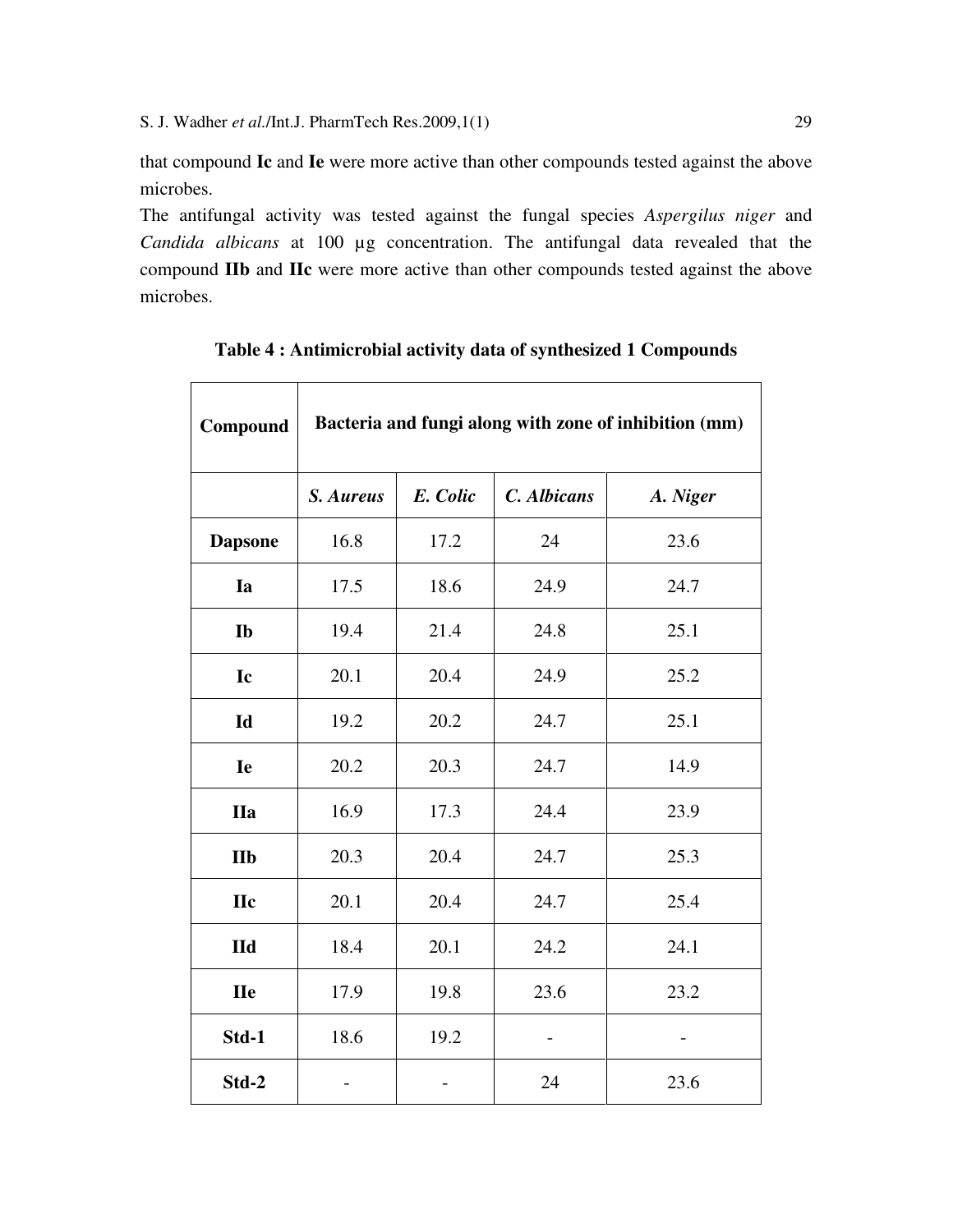that compound **Ic** and **Ie** were more active than other compounds tested against the above microbes.

The antifungal activity was tested against the fungal species *Aspergilus niger* and *Candida albicans* at 100 µg concentration. The antifungal data revealed that the compound **IIb** and **IIc** were more active than other compounds tested against the above microbes.

**Table 4 : Antimicrobial activity data of synthesized 1 Compounds**

| **Compound** | **Bacteria and fungi along with zone of inhibition (mm)** | | | |
|---|---|---|---|---|
| | ***S. Aureus*** | ***E. Colic*** | ***C. Albicans*** | ***A. Niger*** |
| **Dapsone** | 16.8 | 17.2 | 24 | 23.6 |
| **Ia** | 17.5 | 18.6 | 24.9 | 24.7 |
| **Ib** | 19.4 | 21.4 | 24.8 | 25.1 |
| **Ic** | 20.1 | 20.4 | 24.9 | 25.2 |
| **Id** | 19.2 | 20.2 | 24.7 | 25.1 |
| **Ie** | 20.2 | 20.3 | 24.7 | 14.9 |
| **IIa** | 16.9 | 17.3 | 24.4 | 23.9 |
| **IIb** | 20.3 | 20.4 | 24.7 | 25.3 |
| **IIc** | 20.1 | 20.4 | 24.7 | 25.4 |
| **IId** | 18.4 | 20.1 | 24.2 | 24.1 |
| **IIe** | 17.9 | 19.8 | 23.6 | 23.2 |
| **Std-1** | 18.6 | 19.2 | - | - |
| **Std-2** | - | - | 24 | 23.6 |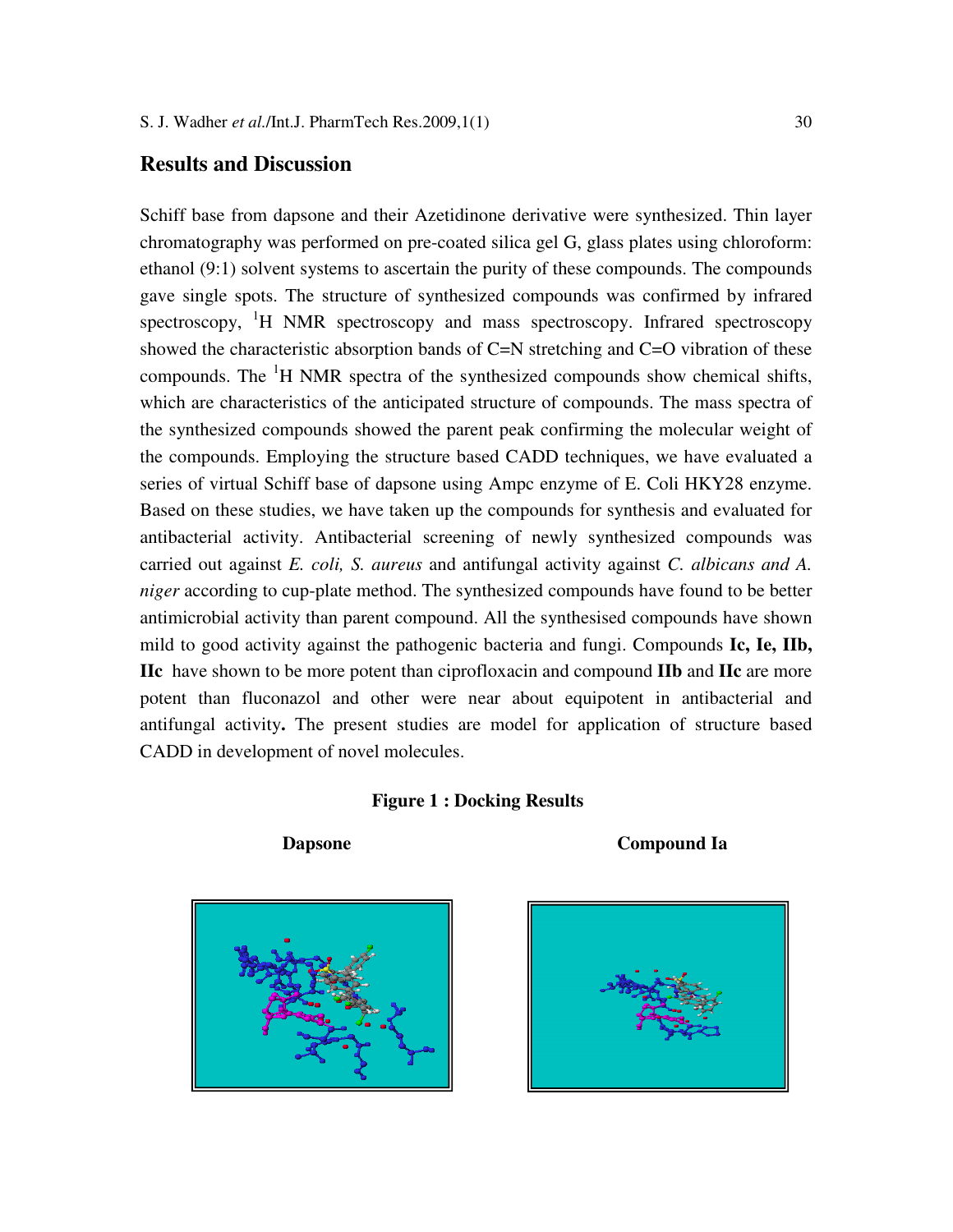## Results and Discussion

Schiff base from dapsone and their Azetidinone derivative were synthesized. Thin layer chromatography was performed on pre-coated silica gel G, glass plates using chloroform: ethanol (9:1) solvent systems to ascertain the purity of these compounds. The compounds gave single spots. The structure of synthesized compounds was confirmed by infrared spectroscopy, $^1$H NMR spectroscopy and mass spectroscopy. Infrared spectroscopy showed the characteristic absorption bands of C=N stretching and C=O vibration of these compounds. The $^1$H NMR spectra of the synthesized compounds show chemical shifts, which are characteristics of the anticipated structure of compounds. The mass spectra of the synthesized compounds showed the parent peak confirming the molecular weight of the compounds. Employing the structure based CADD techniques, we have evaluated a series of virtual Schiff base of dapsone using Ampc enzyme of E. Coli HKY28 enzyme. Based on these studies, we have taken up the compounds for synthesis and evaluated for antibacterial activity. Antibacterial screening of newly synthesized compounds was carried out against *E. coli, S. aureus* and antifungal activity against *C. albicans and A. niger* according to cup-plate method. The synthesized compounds have found to be better antimicrobial activity than parent compound. All the synthesised compounds have shown mild to good activity against the pathogenic bacteria and fungi. Compounds **Ic, Ie, IIb, IIc** have shown to be more potent than ciprofloxacin and compound **IIb** and **IIc** are more potent than fluconazol and other were near about equipotent in antibacterial and antifungal activity**.** The present studies are model for application of structure based CADD in development of novel molecules.

**Figure 1 : Docking Results**

**Dapsone** **Compound Ia**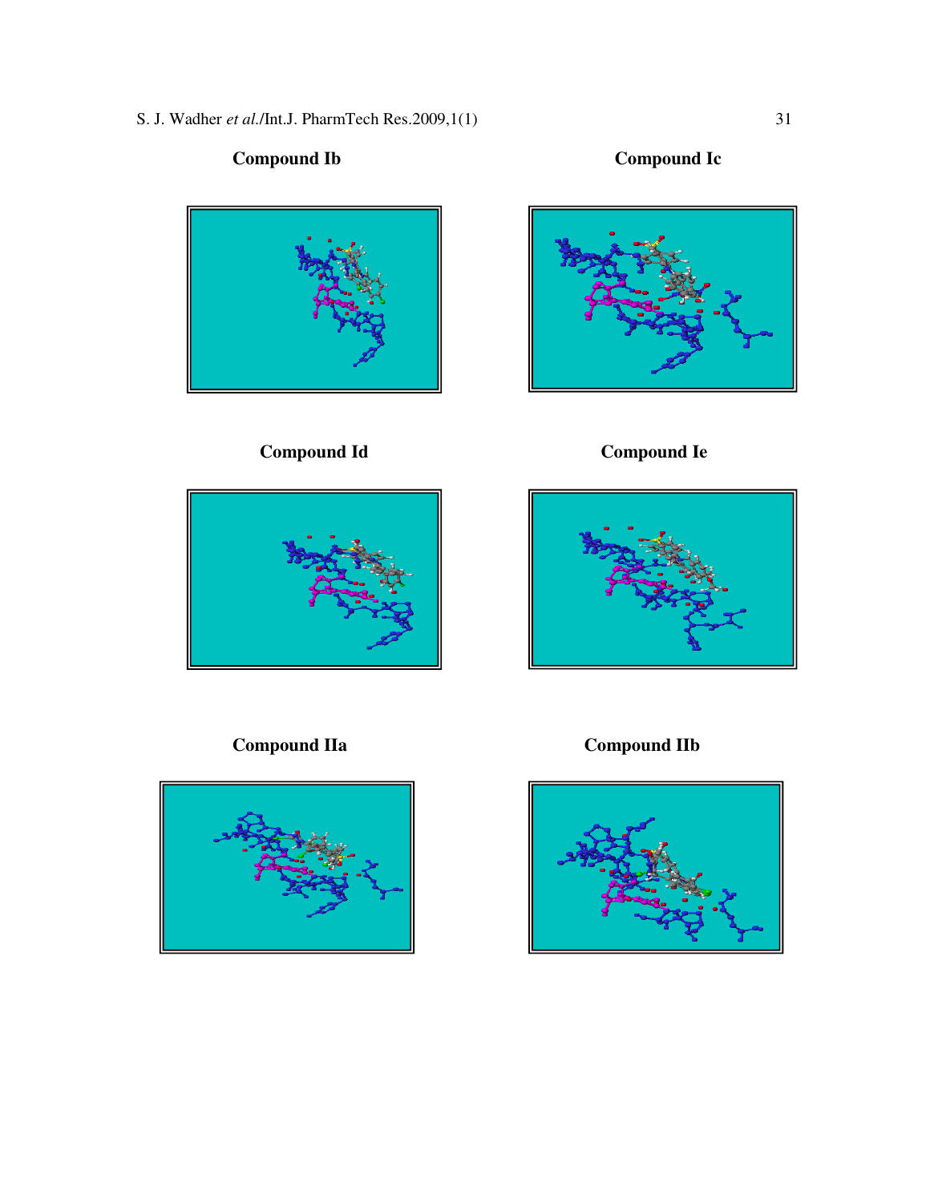**Compound Ib**

**Compound Ic**

**Compound Id**

**Compound Ie**

**Compound IIa**

**Compound IIb**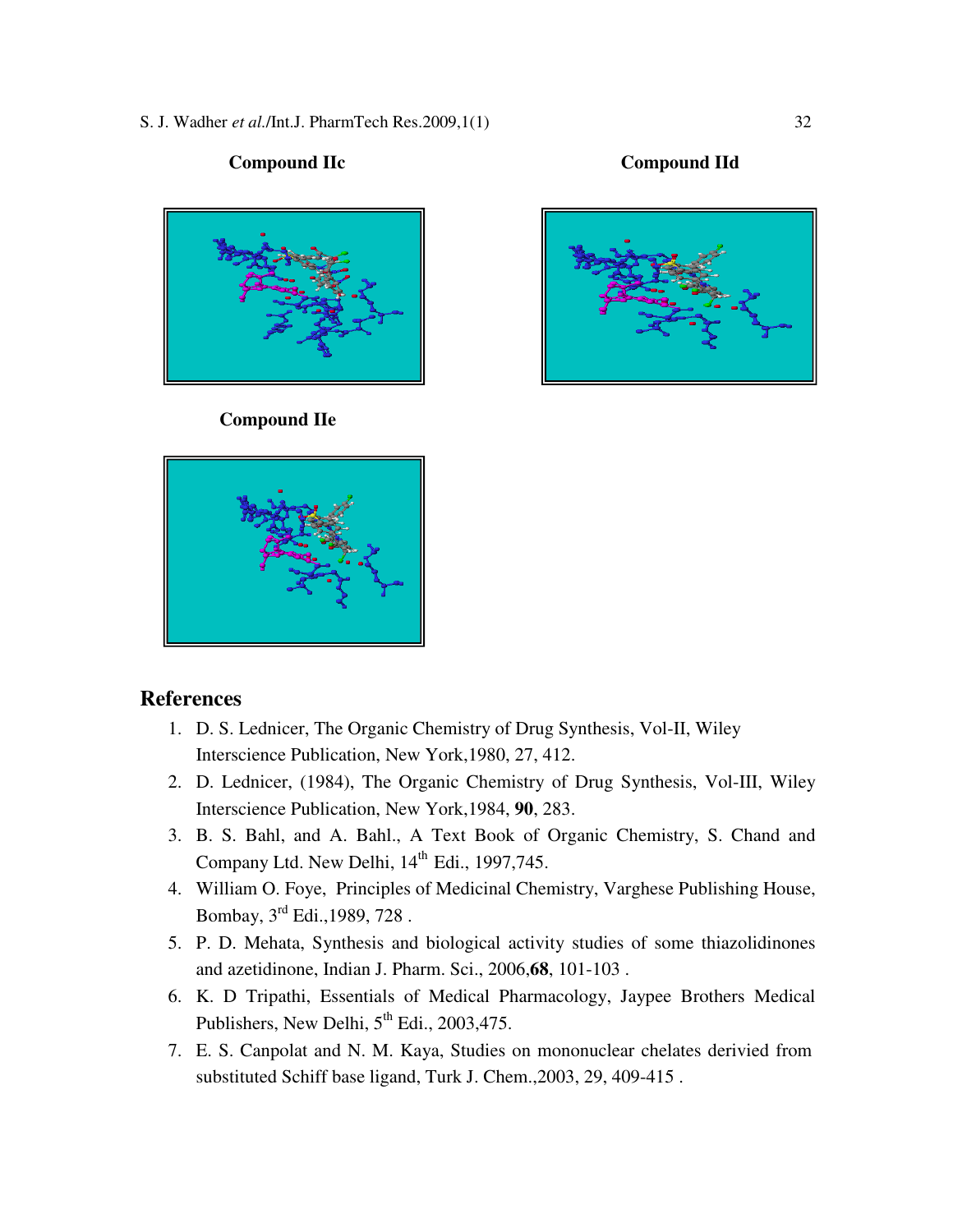**Compound IIc**

**Compound IId**

**Compound IIe**

## References

1. D. S. Lednicer, The Organic Chemistry of Drug Synthesis, Vol-II, Wiley Interscience Publication, New York,1980, 27, 412.
2. D. Lednicer, (1984), The Organic Chemistry of Drug Synthesis, Vol-III, Wiley Interscience Publication, New York,1984, **90**, 283.
3. B. S. Bahl, and A. Bahl., A Text Book of Organic Chemistry, S. Chand and Company Ltd. New Delhi, 14th Edi., 1997,745.
4. William O. Foye, Principles of Medicinal Chemistry, Varghese Publishing House, Bombay, 3rd Edi.,1989, 728 .
5. P. D. Mehata, Synthesis and biological activity studies of some thiazolidinones and azetidinone, Indian J. Pharm. Sci., 2006,**68**, 101-103 .
6. K. D Tripathi, Essentials of Medical Pharmacology, Jaypee Brothers Medical Publishers, New Delhi, 5th Edi., 2003,475.
7. E. S. Canpolat and N. M. Kaya, Studies on mononuclear chelates derivied from substituted Schiff base ligand, Turk J. Chem.,2003, 29, 409-415 .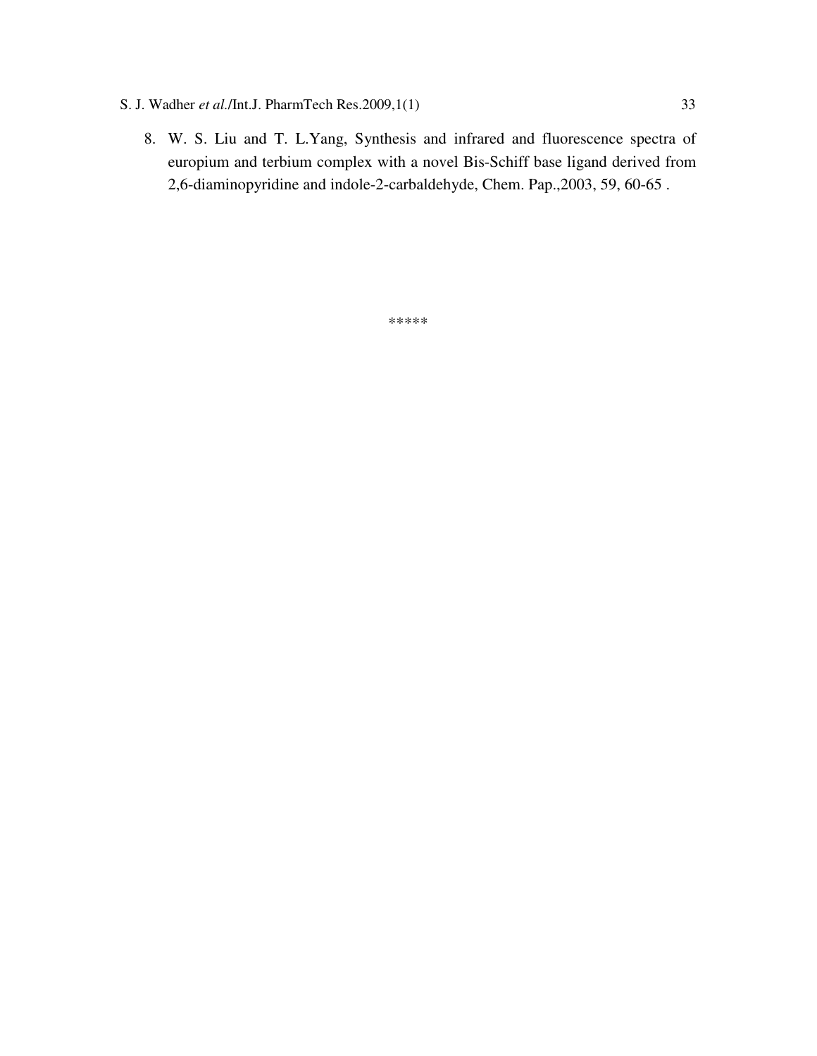8. W. S. Liu and T. L.Yang, Synthesis and infrared and fluorescence spectra of europium and terbium complex with a novel Bis-Schiff base ligand derived from 2,6-diaminopyridine and indole-2-carbaldehyde, Chem. Pap.,2003, 59, 60-65 .

*****